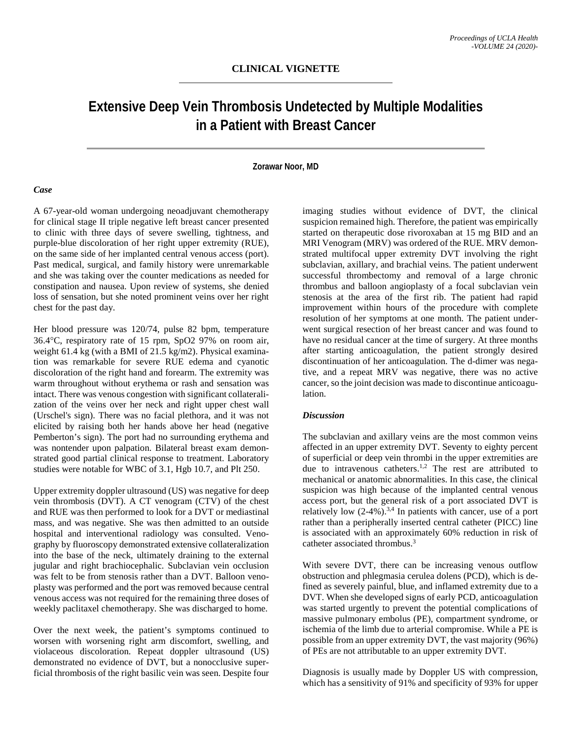**CLINICAL VIGNETTE**

# Extensive Deep Vein Thrombosis Undetected by Multiple Modalities in a Patient with Breast Cancer

**Zorawar Noor, MD**

### *Case*

A 67-year-old woman undergoing neoadjuvant chemotherapy for clinical stage II triple negative left breast cancer presented to clinic with three days of severe swelling, tightness, and purple-blue discoloration of her right upper extremity (RUE), on the same side of her implanted central venous access (port). Past medical, surgical, and family history were unremarkable and she was taking over the counter medications as needed for constipation and nausea. Upon review of systems, she denied loss of sensation, but she noted prominent veins over her right chest for the past day.

Her blood pressure was 120/74, pulse 82 bpm, temperature 36.4°C, respiratory rate of 15 rpm, SpO2 97% on room air, weight 61.4 kg (with a BMI of 21.5 kg/m2). Physical examination was remarkable for severe RUE edema and cyanotic discoloration of the right hand and forearm. The extremity was warm throughout without erythema or rash and sensation was intact. There was venous congestion with significant collateralization of the veins over her neck and right upper chest wall (Urschel's sign). There was no facial plethora, and it was not elicited by raising both her hands above her head (negative Pemberton's sign). The port had no surrounding erythema and was nontender upon palpation. Bilateral breast exam demonstrated good partial clinical response to treatment. Laboratory studies were notable for WBC of 3.1, Hgb 10.7, and Plt 250.

Upper extremity doppler ultrasound (US) was negative for deep vein thrombosis (DVT). A CT venogram (CTV) of the chest and RUE was then performed to look for a DVT or mediastinal mass, and was negative. She was then admitted to an outside hospital and interventional radiology was consulted. Venography by fluoroscopy demonstrated extensive collateralization into the base of the neck, ultimately draining to the external jugular and right brachiocephalic. Subclavian vein occlusion was felt to be from stenosis rather than a DVT. Balloon venoplasty was performed and the port was removed because central venous access was not required for the remaining three doses of weekly paclitaxel chemotherapy. She was discharged to home.

Over the next week, the patient's symptoms continued to worsen with worsening right arm discomfort, swelling, and violaceous discoloration. Repeat doppler ultrasound (US) demonstrated no evidence of DVT, but a nonocclusive superficial thrombosis of the right basilic vein was seen. Despite four imaging studies without evidence of DVT, the clinical suspicion remained high. Therefore, the patient was empirically started on therapeutic dose rivoroxaban at 15 mg BID and an MRI Venogram (MRV) was ordered of the RUE. MRV demonstrated multifocal upper extremity DVT involving the right subclavian, axillary, and brachial veins. The patient underwent successful thrombectomy and removal of a large chronic thrombus and balloon angioplasty of a focal subclavian vein stenosis at the area of the first rib. The patient had rapid improvement within hours of the procedure with complete resolution of her symptoms at one month. The patient underwent surgical resection of her breast cancer and was found to have no residual cancer at the time of surgery. At three months after starting anticoagulation, the patient strongly desired discontinuation of her anticoagulation. The d-dimer was negative, and a repeat MRV was negative, there was no active cancer, so the joint decision was made to discontinue anticoagulation.

### *Discussion*

The subclavian and axillary veins are the most common veins affected in an upper extremity DVT. Seventy to eighty percent of superficial or deep vein thrombi in the upper extremities are due to intravenous catheters.[1,2] The rest are attributed to mechanical or anatomic abnormalities. In this case, the clinical suspicion was high because of the implanted central venous access port, but the general risk of a port associated DVT is relatively low (2-4%).[3,4] In patients with cancer, use of a port rather than a peripherally inserted central catheter (PICC) line is associated with an approximately 60% reduction in risk of catheter associated thrombus.[3]

With severe DVT, there can be increasing venous outflow obstruction and phlegmasia cerulea dolens (PCD), which is defined as severely painful, blue, and inflamed extremity due to a DVT. When she developed signs of early PCD, anticoagulation was started urgently to prevent the potential complications of massive pulmonary embolus (PE), compartment syndrome, or ischemia of the limb due to arterial compromise. While a PE is possible from an upper extremity DVT, the vast majority (96%) of PEs are not attributable to an upper extremity DVT.

Diagnosis is usually made by Doppler US with compression, which has a sensitivity of 91% and specificity of 93% for upper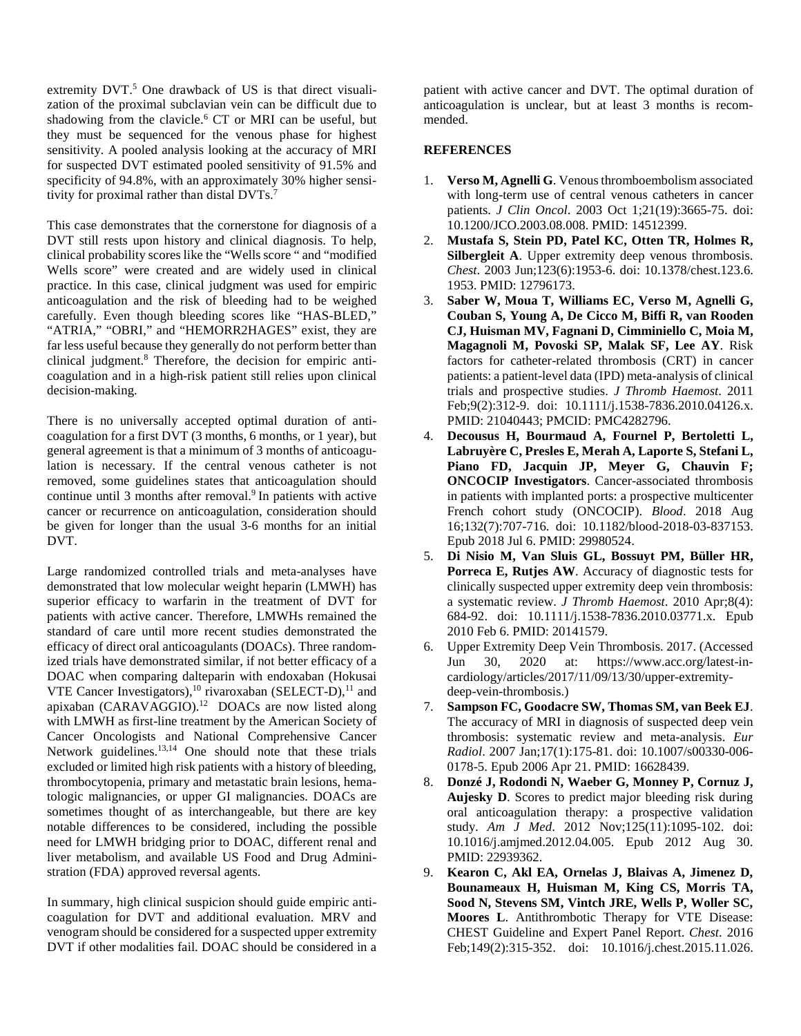extremity DVT.[5] One drawback of US is that direct visualization of the proximal subclavian vein can be difficult due to shadowing from the clavicle.[6] CT or MRI can be useful, but they must be sequenced for the venous phase for highest sensitivity. A pooled analysis looking at the accuracy of MRI for suspected DVT estimated pooled sensitivity of 91.5% and specificity of 94.8%, with an approximately 30% higher sensitivity for proximal rather than distal DVTs.[7]

This case demonstrates that the cornerstone for diagnosis of a DVT still rests upon history and clinical diagnosis. To help, clinical probability scores like the "Wells score " and "modified Wells score" were created and are widely used in clinical practice. In this case, clinical judgment was used for empiric anticoagulation and the risk of bleeding had to be weighed carefully. Even though bleeding scores like "HAS-BLED," "ATRIA," "OBRI," and "HEMORR2HAGES" exist, they are far less useful because they generally do not perform better than clinical judgment.[8] Therefore, the decision for empiric anticoagulation and in a high-risk patient still relies upon clinical decision-making.

There is no universally accepted optimal duration of anticoagulation for a first DVT (3 months, 6 months, or 1 year), but general agreement is that a minimum of 3 months of anticoagulation is necessary. If the central venous catheter is not removed, some guidelines states that anticoagulation should continue until 3 months after removal.[9] In patients with active cancer or recurrence on anticoagulation, consideration should be given for longer than the usual 3-6 months for an initial DVT.

Large randomized controlled trials and meta-analyses have demonstrated that low molecular weight heparin (LMWH) has superior efficacy to warfarin in the treatment of DVT for patients with active cancer. Therefore, LMWHs remained the standard of care until more recent studies demonstrated the efficacy of direct oral anticoagulants (DOACs). Three randomized trials have demonstrated similar, if not better efficacy of a DOAC when comparing dalteparin with endoxaban (Hokusai VTE Cancer Investigators),[10] rivaroxaban (SELECT-D),[11] and apixaban (CARAVAGGIO).[12] DOACs are now listed along with LMWH as first-line treatment by the American Society of Cancer Oncologists and National Comprehensive Cancer Network guidelines.[13,14] One should note that these trials excluded or limited high risk patients with a history of bleeding, thrombocytopenia, primary and metastatic brain lesions, hematologic malignancies, or upper GI malignancies. DOACs are sometimes thought of as interchangeable, but there are key notable differences to be considered, including the possible need for LMWH bridging prior to DOAC, different renal and liver metabolism, and available US Food and Drug Administration (FDA) approved reversal agents.

In summary, high clinical suspicion should guide empiric anticoagulation for DVT and additional evaluation. MRV and venogram should be considered for a suspected upper extremity DVT if other modalities fail. DOAC should be considered in a patient with active cancer and DVT. The optimal duration of anticoagulation is unclear, but at least 3 months is recommended.

## REFERENCES

1. **Verso M, Agnelli G**. Venous thromboembolism associated with long-term use of central venous catheters in cancer patients. *J Clin Oncol*. 2003 Oct 1;21(19):3665-75. doi: 10.1200/JCO.2003.08.008. PMID: 14512399.
2. **Mustafa S, Stein PD, Patel KC, Otten TR, Holmes R, Silbergleit A**. Upper extremity deep venous thrombosis. *Chest*. 2003 Jun;123(6):1953-6. doi: 10.1378/chest.123.6.1953. PMID: 12796173.
3. **Saber W, Moua T, Williams EC, Verso M, Agnelli G, Couban S, Young A, De Cicco M, Biffi R, van Rooden CJ, Huisman MV, Fagnani D, Cimminiello C, Moia M, Magagnoli M, Povoski SP, Malak SF, Lee AY**. Risk factors for catheter-related thrombosis (CRT) in cancer patients: a patient-level data (IPD) meta-analysis of clinical trials and prospective studies. *J Thromb Haemost*. 2011 Feb;9(2):312-9. doi: 10.1111/j.1538-7836.2010.04126.x. PMID: 21040443; PMCID: PMC4282796.
4. **Decousus H, Bourmaud A, Fournel P, Bertoletti L, Labruyère C, Presles E, Merah A, Laporte S, Stefani L, Piano FD, Jacquin JP, Meyer G, Chauvin F; ONCOCIP Investigators**. Cancer-associated thrombosis in patients with implanted ports: a prospective multicenter French cohort study (ONCOCIP). *Blood*. 2018 Aug 16;132(7):707-716. doi: 10.1182/blood-2018-03-837153. Epub 2018 Jul 6. PMID: 29980524.
5. **Di Nisio M, Van Sluis GL, Bossuyt PM, Büller HR, Porreca E, Rutjes AW**. Accuracy of diagnostic tests for clinically suspected upper extremity deep vein thrombosis: a systematic review. *J Thromb Haemost*. 2010 Apr;8(4): 684-92. doi: 10.1111/j.1538-7836.2010.03771.x. Epub 2010 Feb 6. PMID: 20141579.
6. Upper Extremity Deep Vein Thrombosis. 2017. (Accessed Jun 30, 2020 at: https://www.acc.org/latest-in-cardiology/articles/2017/11/09/13/30/upper-extremity-deep-vein-thrombosis.)
7. **Sampson FC, Goodacre SW, Thomas SM, van Beek EJ**. The accuracy of MRI in diagnosis of suspected deep vein thrombosis: systematic review and meta-analysis. *Eur Radiol*. 2007 Jan;17(1):175-81. doi: 10.1007/s00330-006-0178-5. Epub 2006 Apr 21. PMID: 16628439.
8. **Donzé J, Rodondi N, Waeber G, Monney P, Cornuz J, Aujesky D**. Scores to predict major bleeding risk during oral anticoagulation therapy: a prospective validation study. *Am J Med*. 2012 Nov;125(11):1095-102. doi: 10.1016/j.amjmed.2012.04.005. Epub 2012 Aug 30. PMID: 22939362.
9. **Kearon C, Akl EA, Ornelas J, Blaivas A, Jimenez D, Bounameaux H, Huisman M, King CS, Morris TA, Sood N, Stevens SM, Vintch JRE, Wells P, Woller SC, Moores L**. Antithrombotic Therapy for VTE Disease: CHEST Guideline and Expert Panel Report. *Chest*. 2016 Feb;149(2):315-352. doi: 10.1016/j.chest.2015.11.026.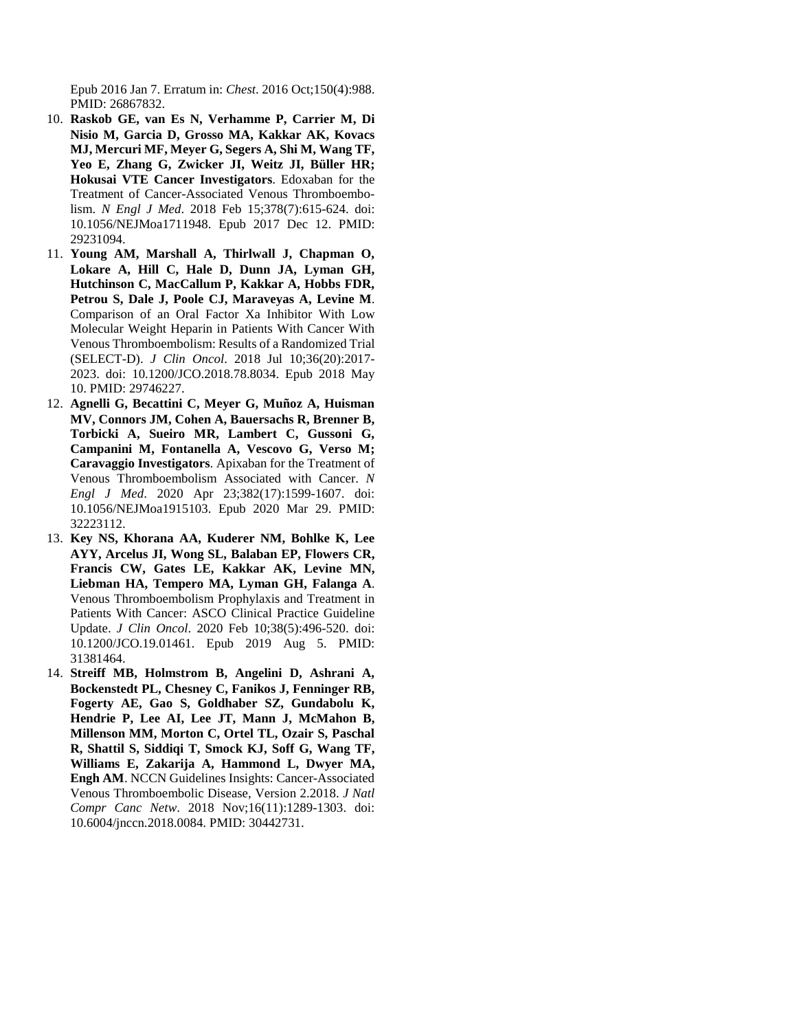Epub 2016 Jan 7. Erratum in: *Chest*. 2016 Oct;150(4):988. PMID: 26867832.

10. **Raskob GE, van Es N, Verhamme P, Carrier M, Di Nisio M, Garcia D, Grosso MA, Kakkar AK, Kovacs MJ, Mercuri MF, Meyer G, Segers A, Shi M, Wang TF, Yeo E, Zhang G, Zwicker JI, Weitz JI, Büller HR; Hokusai VTE Cancer Investigators**. Edoxaban for the Treatment of Cancer-Associated Venous Thromboembolism. *N Engl J Med*. 2018 Feb 15;378(7):615-624. doi: 10.1056/NEJMoa1711948. Epub 2017 Dec 12. PMID: 29231094.
11. **Young AM, Marshall A, Thirlwall J, Chapman O, Lokare A, Hill C, Hale D, Dunn JA, Lyman GH, Hutchinson C, MacCallum P, Kakkar A, Hobbs FDR, Petrou S, Dale J, Poole CJ, Maraveyas A, Levine M**. Comparison of an Oral Factor Xa Inhibitor With Low Molecular Weight Heparin in Patients With Cancer With Venous Thromboembolism: Results of a Randomized Trial (SELECT-D). *J Clin Oncol*. 2018 Jul 10;36(20):2017-2023. doi: 10.1200/JCO.2018.78.8034. Epub 2018 May 10. PMID: 29746227.
12. **Agnelli G, Becattini C, Meyer G, Muñoz A, Huisman MV, Connors JM, Cohen A, Bauersachs R, Brenner B, Torbicki A, Sueiro MR, Lambert C, Gussoni G, Campanini M, Fontanella A, Vescovo G, Verso M; Caravaggio Investigators**. Apixaban for the Treatment of Venous Thromboembolism Associated with Cancer. *N Engl J Med*. 2020 Apr 23;382(17):1599-1607. doi: 10.1056/NEJMoa1915103. Epub 2020 Mar 29. PMID: 32223112.
13. **Key NS, Khorana AA, Kuderer NM, Bohlke K, Lee AYY, Arcelus JI, Wong SL, Balaban EP, Flowers CR, Francis CW, Gates LE, Kakkar AK, Levine MN, Liebman HA, Tempero MA, Lyman GH, Falanga A**. Venous Thromboembolism Prophylaxis and Treatment in Patients With Cancer: ASCO Clinical Practice Guideline Update. *J Clin Oncol*. 2020 Feb 10;38(5):496-520. doi: 10.1200/JCO.19.01461. Epub 2019 Aug 5. PMID: 31381464.
14. **Streiff MB, Holmstrom B, Angelini D, Ashrani A, Bockenstedt PL, Chesney C, Fanikos J, Fenninger RB, Fogerty AE, Gao S, Goldhaber SZ, Gundabolu K, Hendrie P, Lee AI, Lee JT, Mann J, McMahon B, Millenson MM, Morton C, Ortel TL, Ozair S, Paschal R, Shattil S, Siddiqi T, Smock KJ, Soff G, Wang TF, Williams E, Zakarija A, Hammond L, Dwyer MA, Engh AM**. NCCN Guidelines Insights: Cancer-Associated Venous Thromboembolic Disease, Version 2.2018. *J Natl Compr Canc Netw*. 2018 Nov;16(11):1289-1303. doi: 10.6004/jnccn.2018.0084. PMID: 30442731.